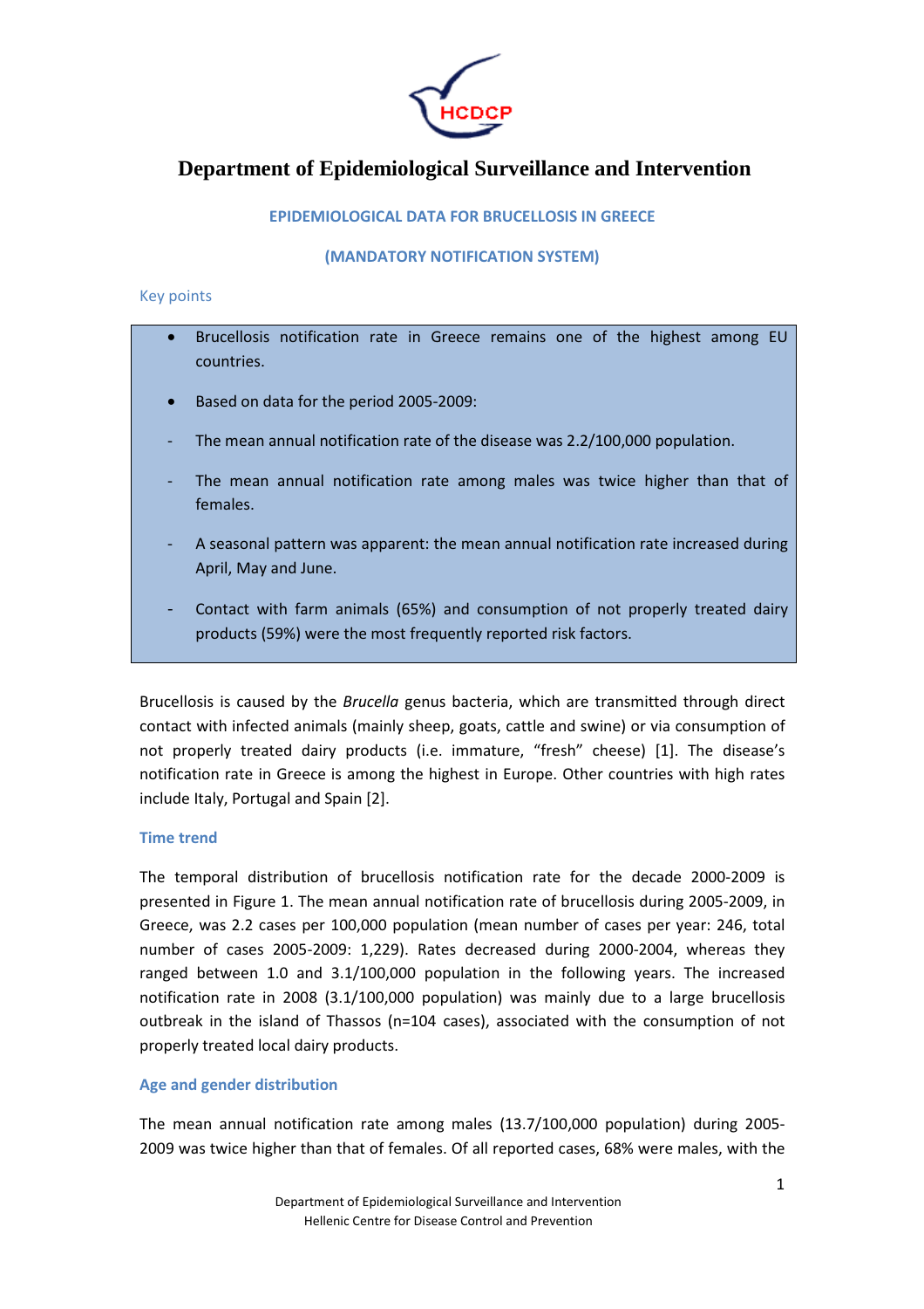# Department of Epidemiological Surveillance and Intervention

## EPIDEMIOLOGICAL DATA FOR BRUCELLOSIS IN GREECE

## (MANDATORY NOTIFICATION SYSTEM)

### Key points

- Brucellosis notification rate in Greece remains one of the highest among EU countries.
- Based on data for the period 2005-2009:
  - The mean annual notification rate of the disease was 2.2/100,000 population.
  - The mean annual notification rate among males was twice higher than that of females.
  - A seasonal pattern was apparent: the mean annual notification rate increased during April, May and June.
  - Contact with farm animals (65%) and consumption of not properly treated dairy products (59%) were the most frequently reported risk factors.

Brucellosis is caused by the *Brucella* genus bacteria, which are transmitted through direct contact with infected animals (mainly sheep, goats, cattle and swine) or via consumption of not properly treated dairy products (i.e. immature, "fresh" cheese) [1]. The disease's notification rate in Greece is among the highest in Europe. Other countries with high rates include Italy, Portugal and Spain [2].

### Time trend

The temporal distribution of brucellosis notification rate for the decade 2000-2009 is presented in Figure 1. The mean annual notification rate of brucellosis during 2005-2009, in Greece, was 2.2 cases per 100,000 population (mean number of cases per year: 246, total number of cases 2005-2009: 1,229). Rates decreased during 2000-2004, whereas they ranged between 1.0 and 3.1/100,000 population in the following years. The increased notification rate in 2008 (3.1/100,000 population) was mainly due to a large brucellosis outbreak in the island of Thassos (n=104 cases), associated with the consumption of not properly treated local dairy products.

### Age and gender distribution

The mean annual notification rate among males (13.7/100,000 population) during 2005-2009 was twice higher than that of females. Of all reported cases, 68% were males, with the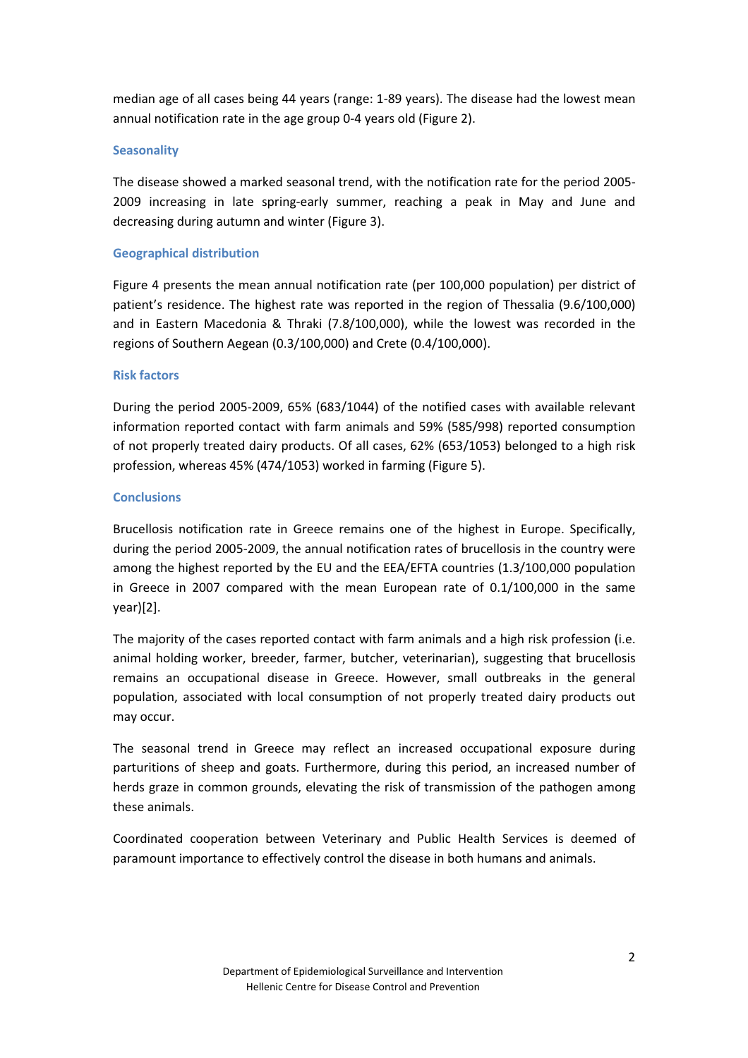median age of all cases being 44 years (range: 1-89 years). The disease had the lowest mean annual notification rate in the age group 0-4 years old (Figure 2).

### Seasonality

The disease showed a marked seasonal trend, with the notification rate for the period 2005-2009 increasing in late spring-early summer, reaching a peak in May and June and decreasing during autumn and winter (Figure 3).

### Geographical distribution

Figure 4 presents the mean annual notification rate (per 100,000 population) per district of patient's residence. The highest rate was reported in the region of Thessalia (9.6/100,000) and in Eastern Macedonia & Thraki (7.8/100,000), while the lowest was recorded in the regions of Southern Aegean (0.3/100,000) and Crete (0.4/100,000).

### Risk factors

During the period 2005-2009, 65% (683/1044) of the notified cases with available relevant information reported contact with farm animals and 59% (585/998) reported consumption of not properly treated dairy products. Of all cases, 62% (653/1053) belonged to a high risk profession, whereas 45% (474/1053) worked in farming (Figure 5).

### Conclusions

Brucellosis notification rate in Greece remains one of the highest in Europe. Specifically, during the period 2005-2009, the annual notification rates of brucellosis in the country were among the highest reported by the EU and the EEA/EFTA countries (1.3/100,000 population in Greece in 2007 compared with the mean European rate of 0.1/100,000 in the same year)[2].

The majority of the cases reported contact with farm animals and a high risk profession (i.e. animal holding worker, breeder, farmer, butcher, veterinarian), suggesting that brucellosis remains an occupational disease in Greece. However, small outbreaks in the general population, associated with local consumption of not properly treated dairy products out may occur.

The seasonal trend in Greece may reflect an increased occupational exposure during parturitions of sheep and goats. Furthermore, during this period, an increased number of herds graze in common grounds, elevating the risk of transmission of the pathogen among these animals.

Coordinated cooperation between Veterinary and Public Health Services is deemed of paramount importance to effectively control the disease in both humans and animals.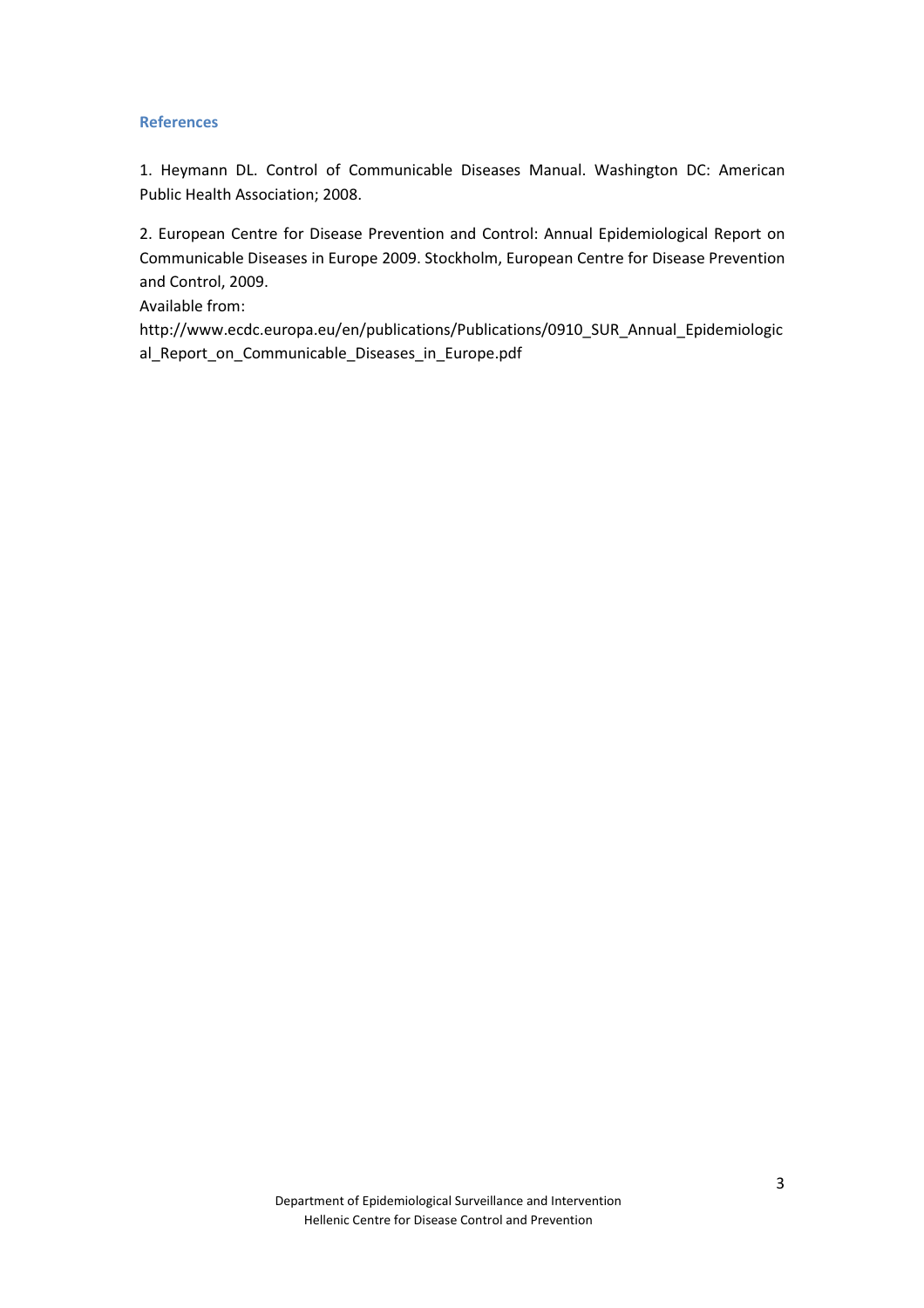#### References

1. Heymann DL. Control of Communicable Diseases Manual. Washington DC: American Public Health Association; 2008.

2. European Centre for Disease Prevention and Control: Annual Epidemiological Report on Communicable Diseases in Europe 2009. Stockholm, European Centre for Disease Prevention and Control, 2009.
Available from:
http://www.ecdc.europa.eu/en/publications/Publications/0910_SUR_Annual_Epidemiological_Report_on_Communicable_Diseases_in_Europe.pdf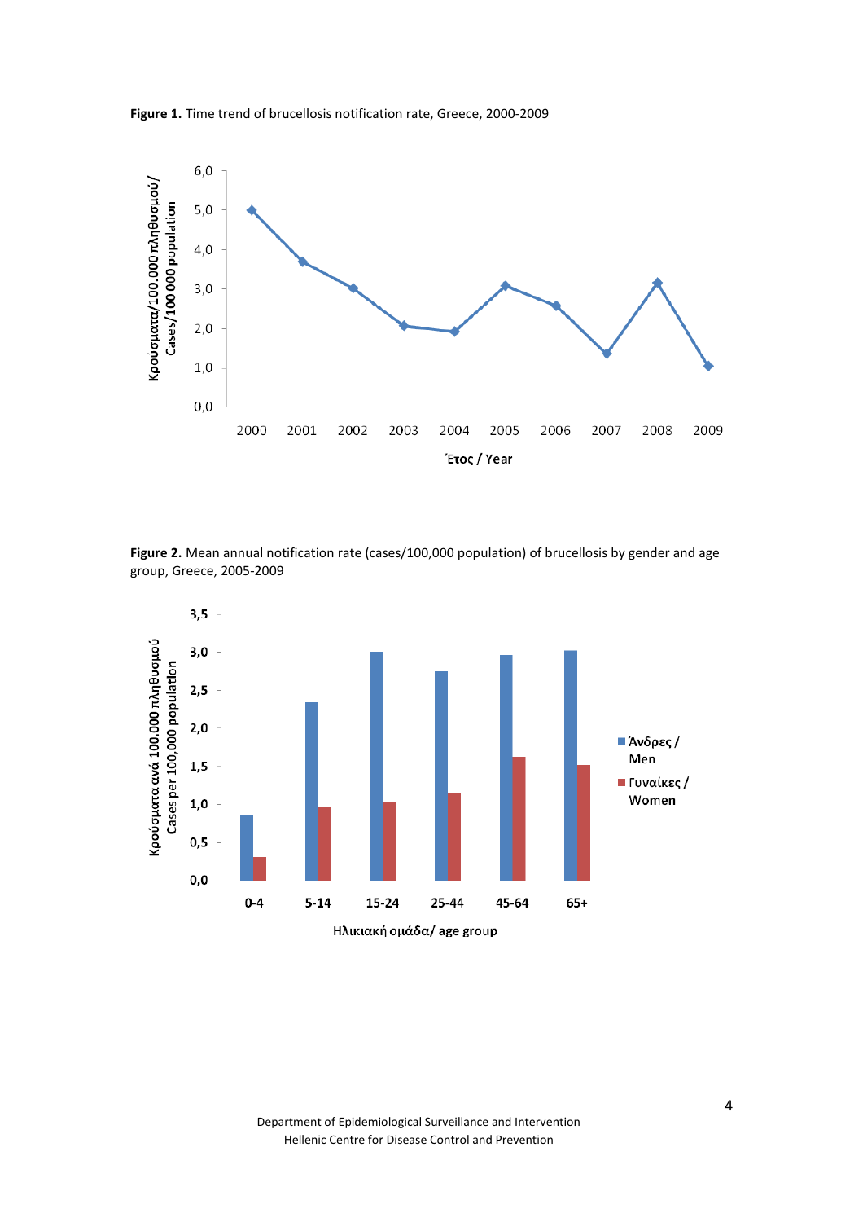**Figure 1.** Time trend of brucellosis notification rate, Greece, 2000-2009

**Figure 2.** Mean annual notification rate (cases/100,000 population) of brucellosis by gender and age group, Greece, 2005-2009

Department of Epidemiological Surveillance and Intervention
Hellenic Centre for Disease Control and Prevention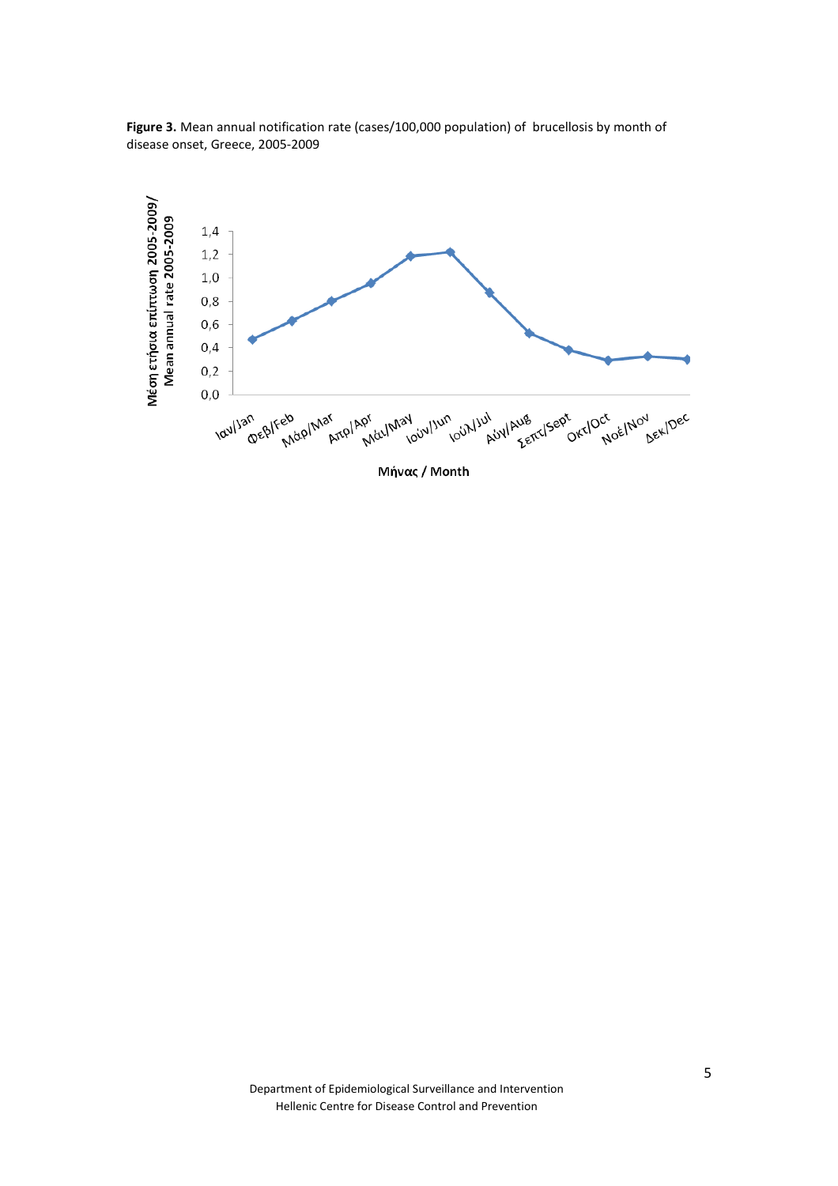**Figure 3.** Mean annual notification rate (cases/100,000 population) of brucellosis by month of disease onset, Greece, 2005-2009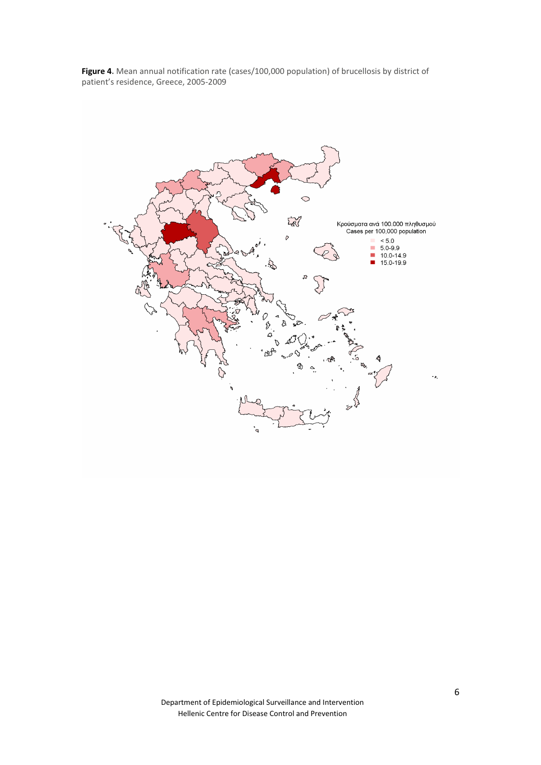**Figure 4.** Mean annual notification rate (cases/100,000 population) of brucellosis by district of patient's residence, Greece, 2005-2009

Κρούσματα ανά 100.000 πληθυσμού
Cases per 100,000 population

- < 5.0
- 5.0-9.9
- 10.0-14.9
- 15.0-19.9

Department of Epidemiological Surveillance and Intervention
Hellenic Centre for Disease Control and Prevention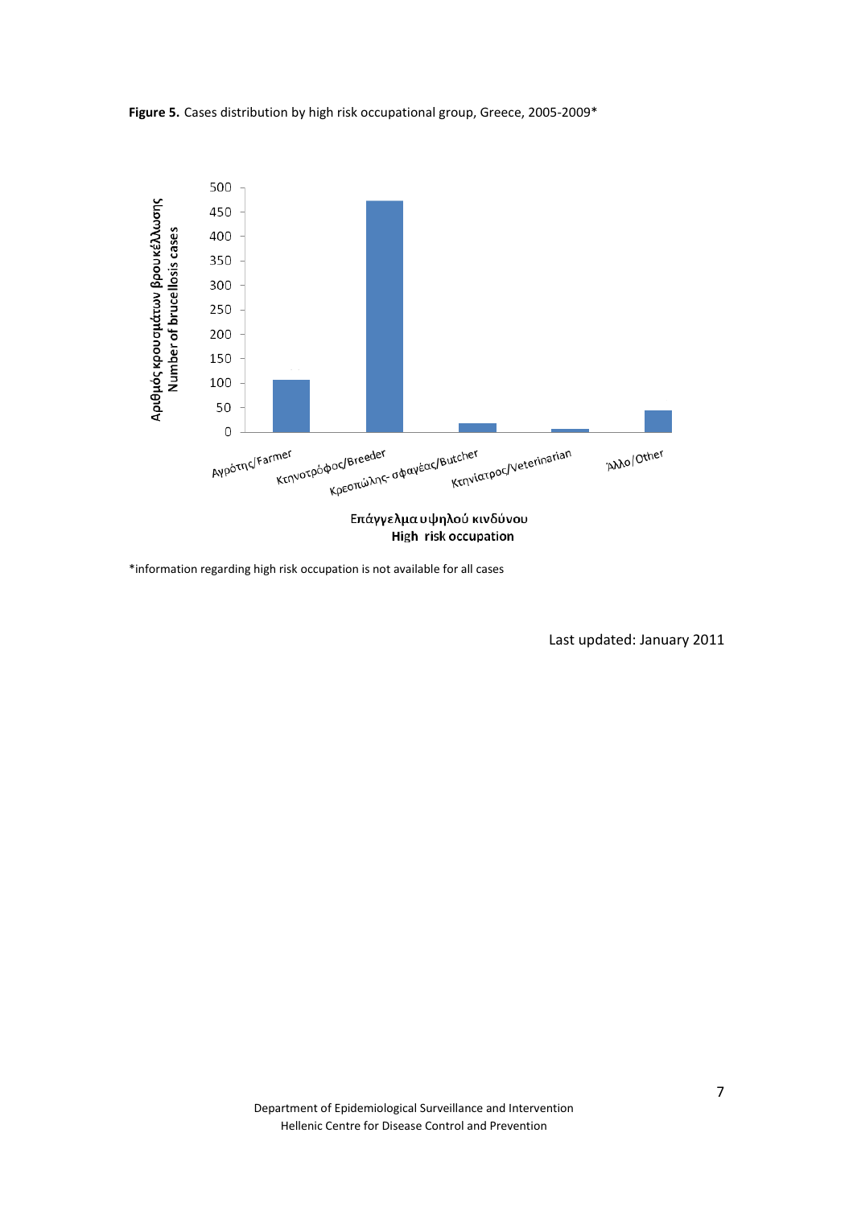**Figure 5.** Cases distribution by high risk occupational group, Greece, 2005-2009*

Αριθμός κρουσμάτων βρουκέλλωσης
Number of brucellosis cases

500
450
400
350
300
250
200
150
100
50
0

Αγρότης/Farmer
Κτηνοτρόφος/Breeder
Κρεοπώλης- σφαγέας/Butcher
Κτηνίατρος/Veterinarian
Άλλο/Other

Επάγγελμα υψηλού κινδύνου
High risk occupation

*information regarding high risk occupation is not available for all cases

Last updated: January 2011

Department of Epidemiological Surveillance and Intervention
Hellenic Centre for Disease Control and Prevention